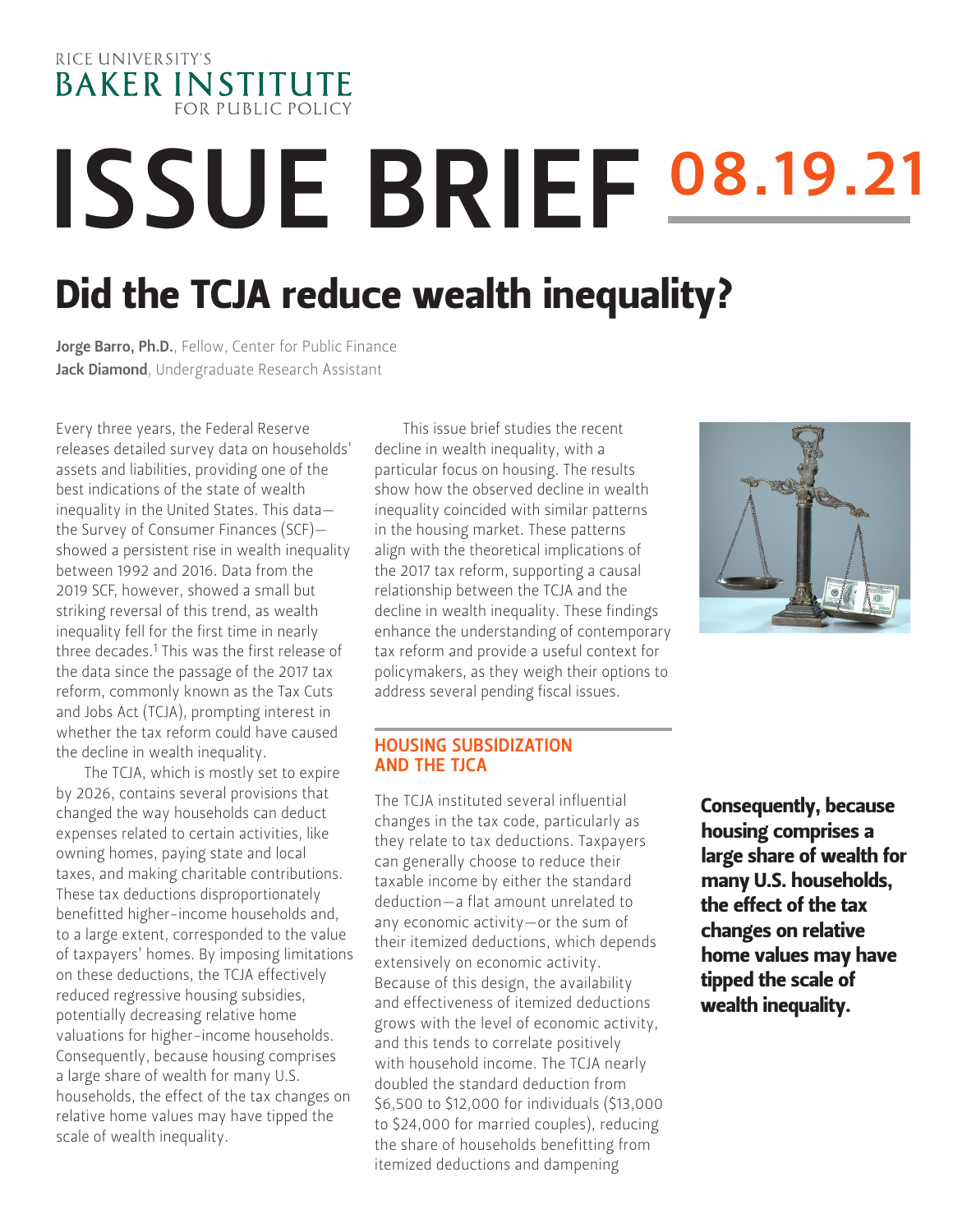RICE UNIVERSITY'S BAKER INSTITUTE FOR PUBLIC POLICY

# ISSUE BRIEF 08.19.21

## Did the TCJA reduce wealth inequality?

**Jorge Barro, Ph.D.**, Fellow, Center for Public Finance
**Jack Diamond**, Undergraduate Research Assistant

Every three years, the Federal Reserve releases detailed survey data on households' assets and liabilities, providing one of the best indications of the state of wealth inequality in the United States. This data—the Survey of Consumer Finances (SCF)—showed a persistent rise in wealth inequality between 1992 and 2016. Data from the 2019 SCF, however, showed a small but striking reversal of this trend, as wealth inequality fell for the first time in nearly three decades.[1] This was the first release of the data since the passage of the 2017 tax reform, commonly known as the Tax Cuts and Jobs Act (TCJA), prompting interest in whether the tax reform could have caused the decline in wealth inequality.

The TCJA, which is mostly set to expire by 2026, contains several provisions that changed the way households can deduct expenses related to certain activities, like owning homes, paying state and local taxes, and making charitable contributions. These tax deductions disproportionately benefitted higher-income households and, to a large extent, corresponded to the value of taxpayers' homes. By imposing limitations on these deductions, the TCJA effectively reduced regressive housing subsidies, potentially decreasing relative home valuations for higher-income households. Consequently, because housing comprises a large share of wealth for many U.S. households, the effect of the tax changes on relative home values may have tipped the scale of wealth inequality.

This issue brief studies the recent decline in wealth inequality, with a particular focus on housing. The results show how the observed decline in wealth inequality coincided with similar patterns in the housing market. These patterns align with the theoretical implications of the 2017 tax reform, supporting a causal relationship between the TCJA and the decline in wealth inequality. These findings enhance the understanding of contemporary tax reform and provide a useful context for policymakers, as they weigh their options to address several pending fiscal issues.

### HOUSING SUBSIDIZATION AND THE TJCA

The TCJA instituted several influential changes in the tax code, particularly as they relate to tax deductions. Taxpayers can generally choose to reduce their taxable income by either the standard deduction—a flat amount unrelated to any economic activity—or the sum of their itemized deductions, which depends extensively on economic activity. Because of this design, the availability and effectiveness of itemized deductions grows with the level of economic activity, and this tends to correlate positively with household income. The TCJA nearly doubled the standard deduction from \$6,500 to \$12,000 for individuals (\$13,000 to \$24,000 for married couples), reducing the share of households benefitting from itemized deductions and dampening

**Consequently, because housing comprises a large share of wealth for many U.S. households, the effect of the tax changes on relative home values may have tipped the scale of wealth inequality.**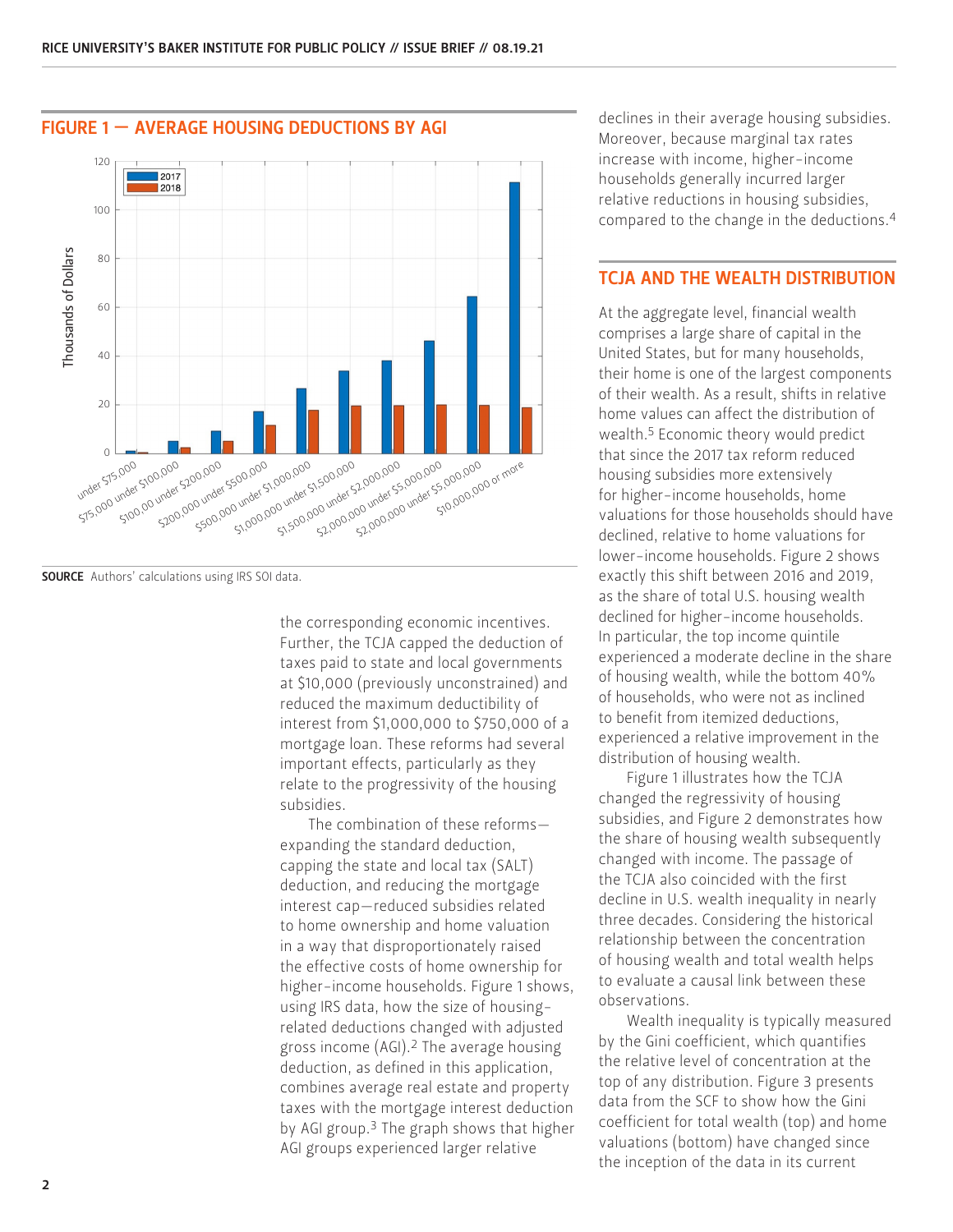## FIGURE 1 — AVERAGE HOUSING DEDUCTIONS BY AGI

**SOURCE** Authors' calculations using IRS SOI data.

the corresponding economic incentives. Further, the TCJA capped the deduction of taxes paid to state and local governments at $10,000 (previously unconstrained) and reduced the maximum deductibility of interest from $1,000,000 to $750,000 of a mortgage loan. These reforms had several important effects, particularly as they relate to the progressivity of the housing subsidies.

The combination of these reforms—expanding the standard deduction, capping the state and local tax (SALT) deduction, and reducing the mortgage interest cap—reduced subsidies related to home ownership and home valuation in a way that disproportionately raised the effective costs of home ownership for higher-income households. Figure 1 shows, using IRS data, how the size of housing-related deductions changed with adjusted gross income (AGI).[2] The average housing deduction, as defined in this application, combines average real estate and property taxes with the mortgage interest deduction by AGI group.[3] The graph shows that higher AGI groups experienced larger relative declines in their average housing subsidies. Moreover, because marginal tax rates increase with income, higher-income households generally incurred larger relative reductions in housing subsidies, compared to the change in the deductions.[4]

## TCJA AND THE WEALTH DISTRIBUTION

At the aggregate level, financial wealth comprises a large share of capital in the United States, but for many households, their home is one of the largest components of their wealth. As a result, shifts in relative home values can affect the distribution of wealth.[5] Economic theory would predict that since the 2017 tax reform reduced housing subsidies more extensively for higher-income households, home valuations for those households should have declined, relative to home valuations for lower-income households. Figure 2 shows exactly this shift between 2016 and 2019, as the share of total U.S. housing wealth declined for higher-income households. In particular, the top income quintile experienced a moderate decline in the share of housing wealth, while the bottom 40% of households, who were not as inclined to benefit from itemized deductions, experienced a relative improvement in the distribution of housing wealth.

Figure 1 illustrates how the TCJA changed the regressivity of housing subsidies, and Figure 2 demonstrates how the share of housing wealth subsequently changed with income. The passage of the TCJA also coincided with the first decline in U.S. wealth inequality in nearly three decades. Considering the historical relationship between the concentration of housing wealth and total wealth helps to evaluate a causal link between these observations.

Wealth inequality is typically measured by the Gini coefficient, which quantifies the relative level of concentration at the top of any distribution. Figure 3 presents data from the SCF to show how the Gini coefficient for total wealth (top) and home valuations (bottom) have changed since the inception of the data in its current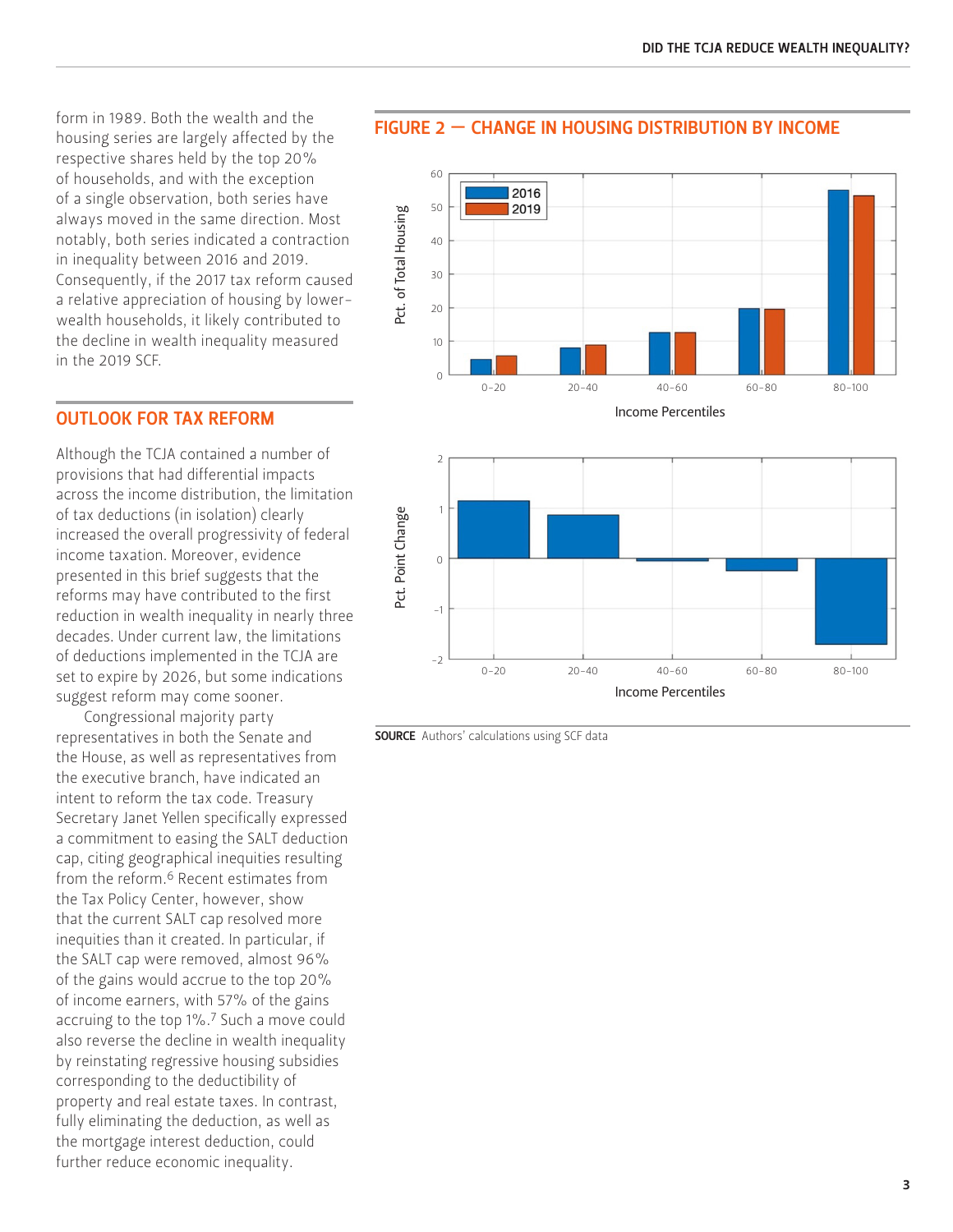form in 1989. Both the wealth and the housing series are largely affected by the respective shares held by the top 20% of households, and with the exception of a single observation, both series have always moved in the same direction. Most notably, both series indicated a contraction in inequality between 2016 and 2019. Consequently, if the 2017 tax reform caused a relative appreciation of housing by lower-wealth households, it likely contributed to the decline in wealth inequality measured in the 2019 SCF.

## OUTLOOK FOR TAX REFORM

Although the TCJA contained a number of provisions that had differential impacts across the income distribution, the limitation of tax deductions (in isolation) clearly increased the overall progressivity of federal income taxation. Moreover, evidence presented in this brief suggests that the reforms may have contributed to the first reduction in wealth inequality in nearly three decades. Under current law, the limitations of deductions implemented in the TCJA are set to expire by 2026, but some indications suggest reform may come sooner.

Congressional majority party representatives in both the Senate and the House, as well as representatives from the executive branch, have indicated an intent to reform the tax code. Treasury Secretary Janet Yellen specifically expressed a commitment to easing the SALT deduction cap, citing geographical inequities resulting from the reform.[6] Recent estimates from the Tax Policy Center, however, show that the current SALT cap resolved more inequities than it created. In particular, if the SALT cap were removed, almost 96% of the gains would accrue to the top 20% of income earners, with 57% of the gains accruing to the top 1%.[7] Such a move could also reverse the decline in wealth inequality by reinstating regressive housing subsidies corresponding to the deductibility of property and real estate taxes. In contrast, fully eliminating the deduction, as well as the mortgage interest deduction, could further reduce economic inequality.

## FIGURE 2 — CHANGE IN HOUSING DISTRIBUTION BY INCOME

| Income Percentiles | 2016 (Pct. of Total Housing) | 2019 (Pct. of Total Housing) | Pct. Point Change |
| --- | --- | --- | --- |
| 0–20 | ~4.5 | ~5.5 | ~1.2 |
| 20–40 | ~8 | ~9 | ~0.9 |
| 40–60 | ~12.5 | ~12.5 | ~-0.05 |
| 60–80 | ~20 | ~19.5 | ~-0.25 |
| 80–100 | ~55 | ~53.5 | ~-1.7 |

**SOURCE** Authors' calculations using SCF data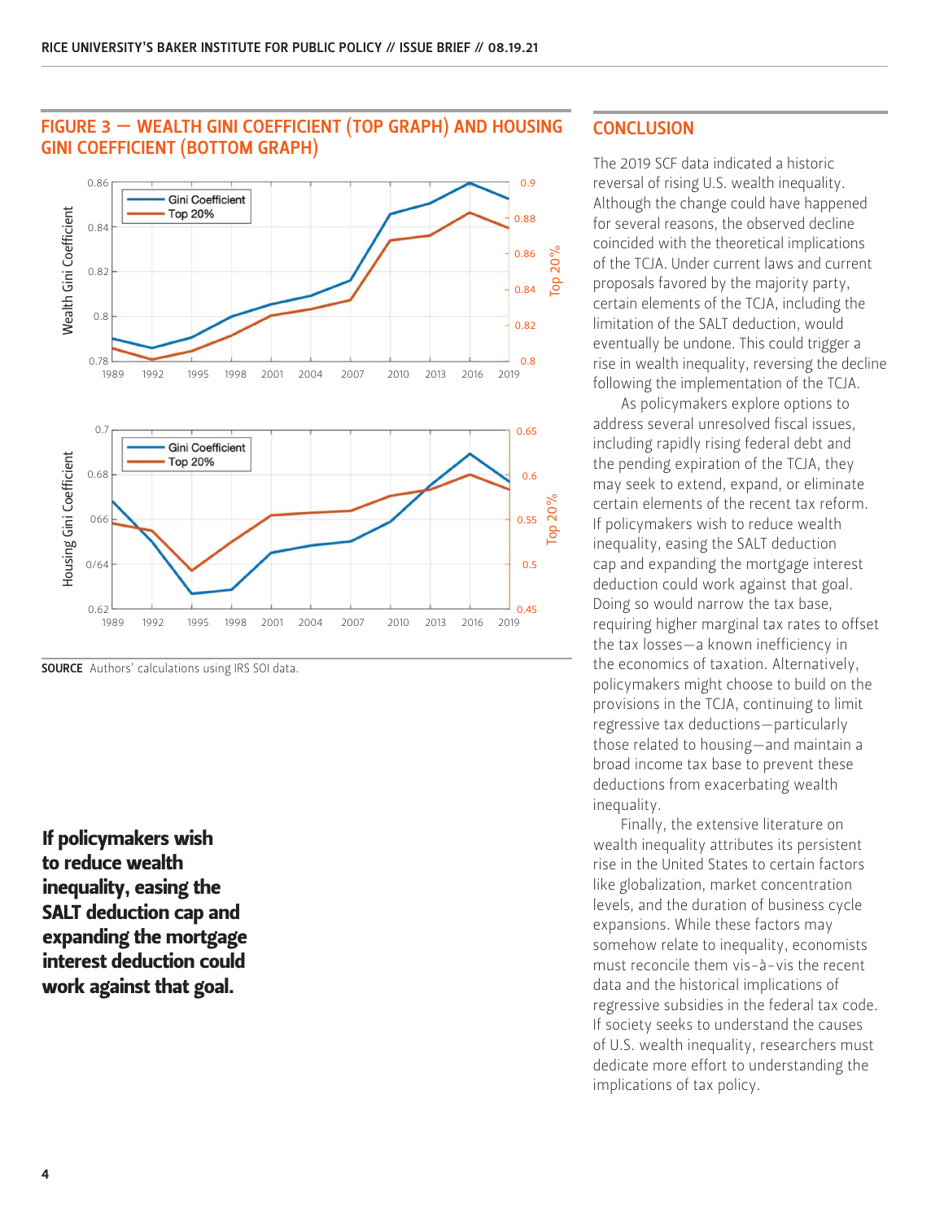## FIGURE 3 — WEALTH GINI COEFFICIENT (TOP GRAPH) AND HOUSING GINI COEFFICIENT (BOTTOM GRAPH)

**SOURCE** Authors' calculations using IRS SOI data.

**If policymakers wish to reduce wealth inequality, easing the SALT deduction cap and expanding the mortgage interest deduction could work against that goal.**

## CONCLUSION

The 2019 SCF data indicated a historic reversal of rising U.S. wealth inequality. Although the change could have happened for several reasons, the observed decline coincided with the theoretical implications of the TCJA. Under current laws and current proposals favored by the majority party, certain elements of the TCJA, including the limitation of the SALT deduction, would eventually be undone. This could trigger a rise in wealth inequality, reversing the decline following the implementation of the TCJA.

As policymakers explore options to address several unresolved fiscal issues, including rapidly rising federal debt and the pending expiration of the TCJA, they may seek to extend, expand, or eliminate certain elements of the recent tax reform. If policymakers wish to reduce wealth inequality, easing the SALT deduction cap and expanding the mortgage interest deduction could work against that goal. Doing so would narrow the tax base, requiring higher marginal tax rates to offset the tax losses—a known inefficiency in the economics of taxation. Alternatively, policymakers might choose to build on the provisions in the TCJA, continuing to limit regressive tax deductions—particularly those related to housing—and maintain a broad income tax base to prevent these deductions from exacerbating wealth inequality.

Finally, the extensive literature on wealth inequality attributes its persistent rise in the United States to certain factors like globalization, market concentration levels, and the duration of business cycle expansions. While these factors may somehow relate to inequality, economists must reconcile them vis-à-vis the recent data and the historical implications of regressive subsidies in the federal tax code. If society seeks to understand the causes of U.S. wealth inequality, researchers must dedicate more effort to understanding the implications of tax policy.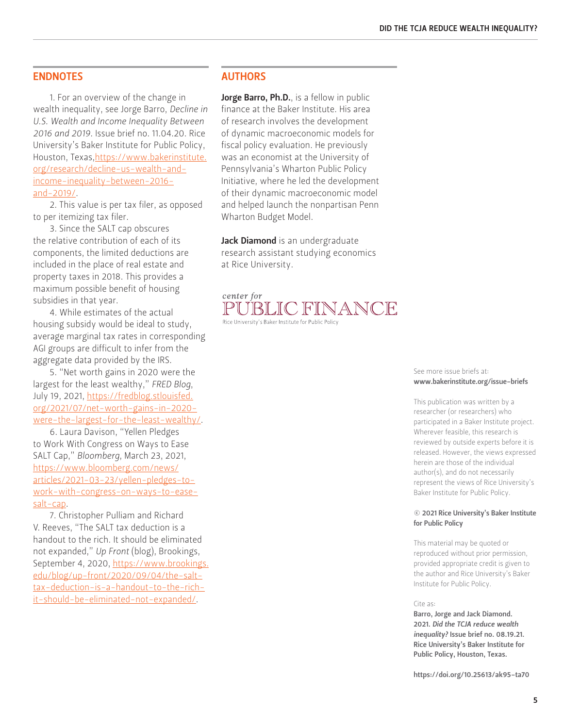## ENDNOTES

1. For an overview of the change in wealth inequality, see Jorge Barro, *Decline in U.S. Wealth and Income Inequality Between 2016 and 2019*. Issue brief no. 11.04.20. Rice University's Baker Institute for Public Policy, Houston, Texas, https://www.bakerinstitute.org/research/decline-us-wealth-and-income-inequality-between-2016-and-2019/.

2. This value is per tax filer, as opposed to per itemizing tax filer.

3. Since the SALT cap obscures the relative contribution of each of its components, the limited deductions are included in the place of real estate and property taxes in 2018. This provides a maximum possible benefit of housing subsidies in that year.

4. While estimates of the actual housing subsidy would be ideal to study, average marginal tax rates in corresponding AGI groups are difficult to infer from the aggregate data provided by the IRS.

5. "Net worth gains in 2020 were the largest for the least wealthy," *FRED Blog*, July 19, 2021, https://fredblog.stlouisfed.org/2021/07/net-worth-gains-in-2020-were-the-largest-for-the-least-wealthy/.

6. Laura Davison, "Yellen Pledges to Work With Congress on Ways to Ease SALT Cap," *Bloomberg*, March 23, 2021, https://www.bloomberg.com/news/articles/2021-03-23/yellen-pledges-to-work-with-congress-on-ways-to-ease-salt-cap.

7. Christopher Pulliam and Richard V. Reeves, "The SALT tax deduction is a handout to the rich. It should be eliminated not expanded," *Up Front* (blog), Brookings, September 4, 2020, https://www.brookings.edu/blog/up-front/2020/09/04/the-salt-tax-deduction-is-a-handout-to-the-rich-it-should-be-eliminated-not-expanded/.

## AUTHORS

**Jorge Barro, Ph.D.**, is a fellow in public finance at the Baker Institute. His area of research involves the development of dynamic macroeconomic models for fiscal policy evaluation. He previously was an economist at the University of Pennsylvania's Wharton Public Policy Initiative, where he led the development of their dynamic macroeconomic model and helped launch the nonpartisan Penn Wharton Budget Model.

**Jack Diamond** is an undergraduate research assistant studying economics at Rice University.

center for
PUBLIC FINANCE
Rice University's Baker Institute for Public Policy

See more issue briefs at:
**www.bakerinstitute.org/issue-briefs**

This publication was written by a researcher (or researchers) who participated in a Baker Institute project. Wherever feasible, this research is reviewed by outside experts before it is released. However, the views expressed herein are those of the individual author(s), and do not necessarily represent the views of Rice University's Baker Institute for Public Policy.

**© 2021 Rice University's Baker Institute for Public Policy**

This material may be quoted or reproduced without prior permission, provided appropriate credit is given to the author and Rice University's Baker Institute for Public Policy.

Cite as:
**Barro, Jorge and Jack Diamond. 2021. *Did the TCJA reduce wealth inequality?* Issue brief no. 08.19.21. Rice University's Baker Institute for Public Policy, Houston, Texas.**

**https://doi.org/10.25613/ak95-ta70**